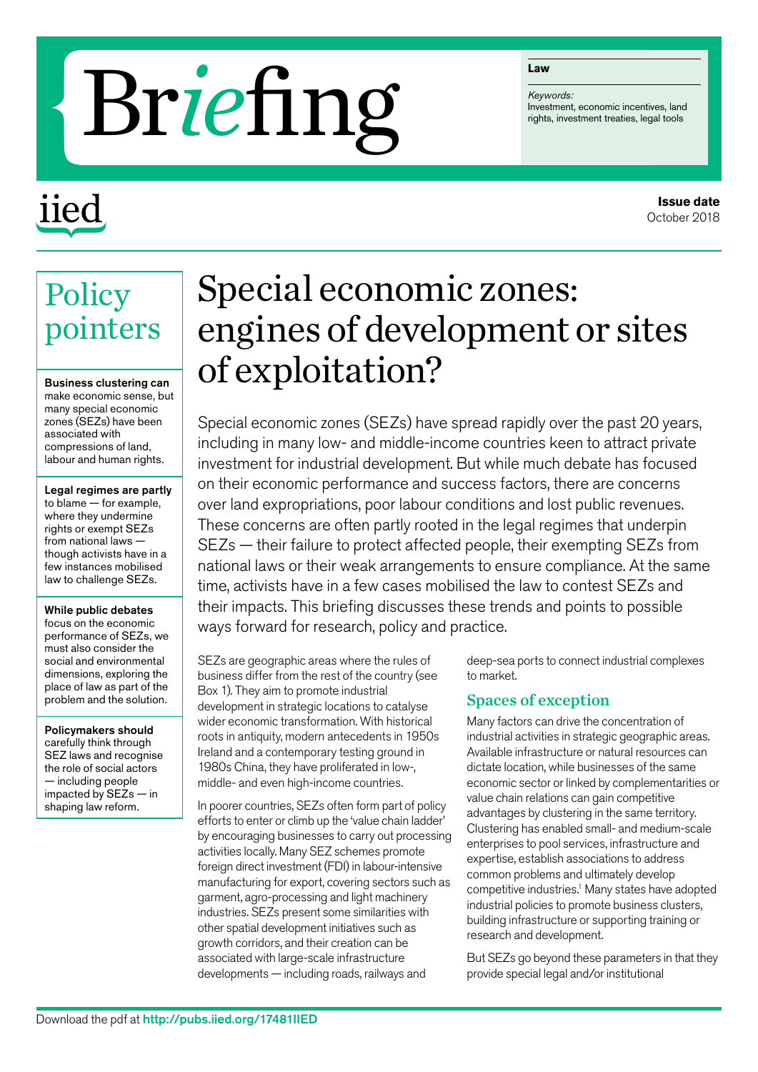# Briefing

**Law**

*Keywords:*
Investment, economic incentives, land rights, investment treaties, legal tools

iied

**Issue date**
October 2018

## Policy pointers

**Business clustering can** make economic sense, but many special economic zones (SEZs) have been associated with compressions of land, labour and human rights.

**Legal regimes are partly** to blame — for example, where they undermine rights or exempt SEZs from national laws — though activists have in a few instances mobilised law to challenge SEZs.

**While public debates** focus on the economic performance of SEZs, we must also consider the social and environmental dimensions, exploring the place of law as part of the problem and the solution.

**Policymakers should** carefully think through SEZ laws and recognise the role of social actors — including people impacted by SEZs — in shaping law reform.

# Special economic zones: engines of development or sites of exploitation?

Special economic zones (SEZs) have spread rapidly over the past 20 years, including in many low- and middle-income countries keen to attract private investment for industrial development. But while much debate has focused on their economic performance and success factors, there are concerns over land expropriations, poor labour conditions and lost public revenues. These concerns are often partly rooted in the legal regimes that underpin SEZs — their failure to protect affected people, their exempting SEZs from national laws or their weak arrangements to ensure compliance. At the same time, activists have in a few cases mobilised the law to contest SEZs and their impacts. This briefing discusses these trends and points to possible ways forward for research, policy and practice.

SEZs are geographic areas where the rules of business differ from the rest of the country (see Box 1). They aim to promote industrial development in strategic locations to catalyse wider economic transformation. With historical roots in antiquity, modern antecedents in 1950s Ireland and a contemporary testing ground in 1980s China, they have proliferated in low-, middle- and even high-income countries.

In poorer countries, SEZs often form part of policy efforts to enter or climb up the 'value chain ladder' by encouraging businesses to carry out processing activities locally. Many SEZ schemes promote foreign direct investment (FDI) in labour-intensive manufacturing for export, covering sectors such as garment, agro-processing and light machinery industries. SEZs present some similarities with other spatial development initiatives such as growth corridors, and their creation can be associated with large-scale infrastructure developments — including roads, railways and deep-sea ports to connect industrial complexes to market.

## Spaces of exception

Many factors can drive the concentration of industrial activities in strategic geographic areas. Available infrastructure or natural resources can dictate location, while businesses of the same economic sector or linked by complementarities or value chain relations can gain competitive advantages by clustering in the same territory. Clustering has enabled small- and medium-scale enterprises to pool services, infrastructure and expertise, establish associations to address common problems and ultimately develop competitive industries.[1] Many states have adopted industrial policies to promote business clusters, building infrastructure or supporting training or research and development.

But SEZs go beyond these parameters in that they provide special legal and/or institutional

Download the pdf at **http://pubs.iied.org/17481IIED**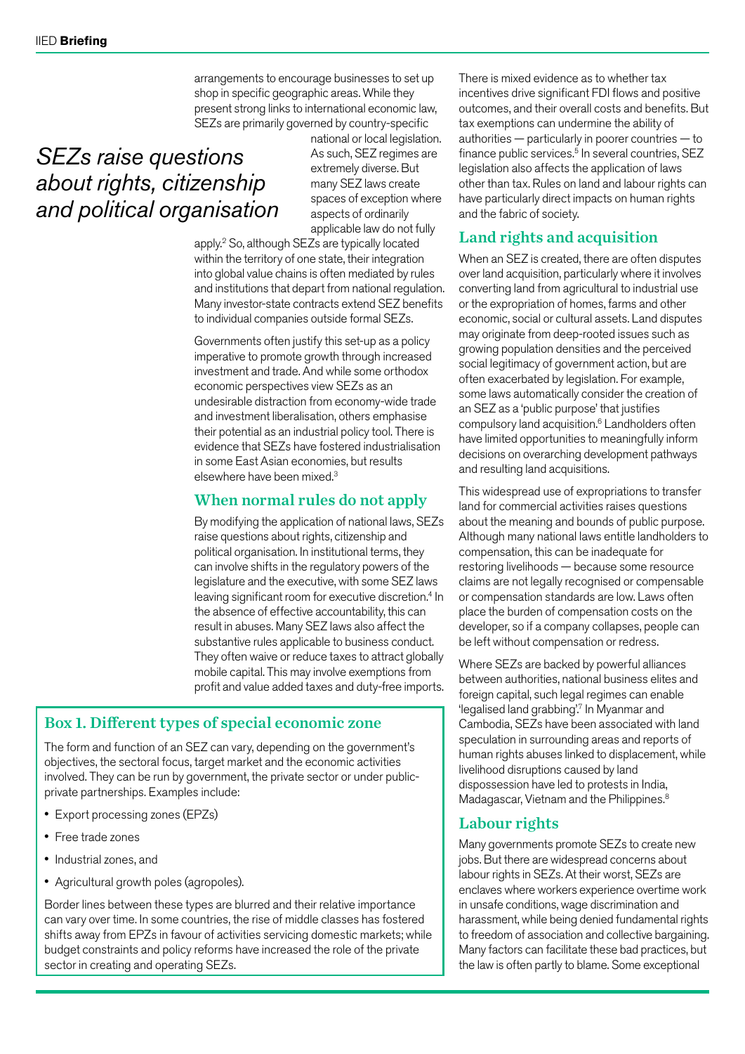arrangements to encourage businesses to set up shop in specific geographic areas. While they present strong links to international economic law, SEZs are primarily governed by country-specific national or local legislation. As such, SEZ regimes are extremely diverse. But many SEZ laws create spaces of exception where aspects of ordinarily applicable law do not fully apply.[2] So, although SEZs are typically located within the territory of one state, their integration into global value chains is often mediated by rules and institutions that depart from national regulation. Many investor-state contracts extend SEZ benefits to individual companies outside formal SEZs.

*SEZs raise questions about rights, citizenship and political organisation*

Governments often justify this set-up as a policy imperative to promote growth through increased investment and trade. And while some orthodox economic perspectives view SEZs as an undesirable distraction from economy-wide trade and investment liberalisation, others emphasise their potential as an industrial policy tool. There is evidence that SEZs have fostered industrialisation in some East Asian economies, but results elsewhere have been mixed.[3]

## When normal rules do not apply

By modifying the application of national laws, SEZs raise questions about rights, citizenship and political organisation. In institutional terms, they can involve shifts in the regulatory powers of the legislature and the executive, with some SEZ laws leaving significant room for executive discretion.[4] In the absence of effective accountability, this can result in abuses. Many SEZ laws also affect the substantive rules applicable to business conduct. They often waive or reduce taxes to attract globally mobile capital. This may involve exemptions from profit and value added taxes and duty-free imports.

There is mixed evidence as to whether tax incentives drive significant FDI flows and positive outcomes, and their overall costs and benefits. But tax exemptions can undermine the ability of authorities — particularly in poorer countries — to finance public services.[5] In several countries, SEZ legislation also affects the application of laws other than tax. Rules on land and labour rights can have particularly direct impacts on human rights and the fabric of society.

## Land rights and acquisition

When an SEZ is created, there are often disputes over land acquisition, particularly where it involves converting land from agricultural to industrial use or the expropriation of homes, farms and other economic, social or cultural assets. Land disputes may originate from deep-rooted issues such as growing population densities and the perceived social legitimacy of government action, but are often exacerbated by legislation. For example, some laws automatically consider the creation of an SEZ as a 'public purpose' that justifies compulsory land acquisition.[6] Landholders often have limited opportunities to meaningfully inform decisions on overarching development pathways and resulting land acquisitions.

This widespread use of expropriations to transfer land for commercial activities raises questions about the meaning and bounds of public purpose. Although many national laws entitle landholders to compensation, this can be inadequate for restoring livelihoods — because some resource claims are not legally recognised or compensable or compensation standards are low. Laws often place the burden of compensation costs on the developer, so if a company collapses, people can be left without compensation or redress.

Where SEZs are backed by powerful alliances between authorities, national business elites and foreign capital, such legal regimes can enable 'legalised land grabbing'.[7] In Myanmar and Cambodia, SEZs have been associated with land speculation in surrounding areas and reports of human rights abuses linked to displacement, while livelihood disruptions caused by land dispossession have led to protests in India, Madagascar, Vietnam and the Philippines.[8]

## Labour rights

Many governments promote SEZs to create new jobs. But there are widespread concerns about labour rights in SEZs. At their worst, SEZs are enclaves where workers experience overtime work in unsafe conditions, wage discrimination and harassment, while being denied fundamental rights to freedom of association and collective bargaining. Many factors can facilitate these bad practices, but the law is often partly to blame. Some exceptional

### Box 1. Different types of special economic zone

The form and function of an SEZ can vary, depending on the government's objectives, the sectoral focus, target market and the economic activities involved. They can be run by government, the private sector or under public-private partnerships. Examples include:

- Export processing zones (EPZs)
- Free trade zones
- Industrial zones, and
- Agricultural growth poles (agropoles).

Border lines between these types are blurred and their relative importance can vary over time. In some countries, the rise of middle classes has fostered shifts away from EPZs in favour of activities servicing domestic markets; while budget constraints and policy reforms have increased the role of the private sector in creating and operating SEZs.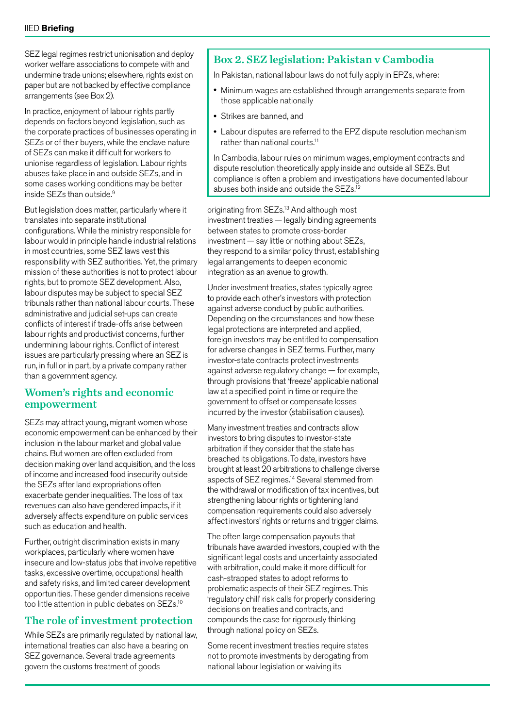SEZ legal regimes restrict unionisation and deploy worker welfare associations to compete with and undermine trade unions; elsewhere, rights exist on paper but are not backed by effective compliance arrangements (see Box 2).

In practice, enjoyment of labour rights partly depends on factors beyond legislation, such as the corporate practices of businesses operating in SEZs or of their buyers, while the enclave nature of SEZs can make it difficult for workers to unionise regardless of legislation. Labour rights abuses take place in and outside SEZs, and in some cases working conditions may be better inside SEZs than outside.[9]

But legislation does matter, particularly where it translates into separate institutional configurations. While the ministry responsible for labour would in principle handle industrial relations in most countries, some SEZ laws vest this responsibility with SEZ authorities. Yet, the primary mission of these authorities is not to protect labour rights, but to promote SEZ development. Also, labour disputes may be subject to special SEZ tribunals rather than national labour courts. These administrative and judicial set-ups can create conflicts of interest if trade-offs arise between labour rights and productivist concerns, further undermining labour rights. Conflict of interest issues are particularly pressing where an SEZ is run, in full or in part, by a private company rather than a government agency.

## Women's rights and economic empowerment

SEZs may attract young, migrant women whose economic empowerment can be enhanced by their inclusion in the labour market and global value chains. But women are often excluded from decision making over land acquisition, and the loss of income and increased food insecurity outside the SEZs after land expropriations often exacerbate gender inequalities. The loss of tax revenues can also have gendered impacts, if it adversely affects expenditure on public services such as education and health.

Further, outright discrimination exists in many workplaces, particularly where women have insecure and low-status jobs that involve repetitive tasks, excessive overtime, occupational health and safety risks, and limited career development opportunities. These gender dimensions receive too little attention in public debates on SEZs.[10]

## The role of investment protection

While SEZs are primarily regulated by national law, international treaties can also have a bearing on SEZ governance. Several trade agreements govern the customs treatment of goods originating from SEZs.[13] And although most investment treaties — legally binding agreements between states to promote cross-border investment — say little or nothing about SEZs, they respond to a similar policy thrust, establishing legal arrangements to deepen economic integration as an avenue to growth.

Under investment treaties, states typically agree to provide each other's investors with protection against adverse conduct by public authorities. Depending on the circumstances and how these legal protections are interpreted and applied, foreign investors may be entitled to compensation for adverse changes in SEZ terms. Further, many investor-state contracts protect investments against adverse regulatory change — for example, through provisions that 'freeze' applicable national law at a specified point in time or require the government to offset or compensate losses incurred by the investor (stabilisation clauses).

Many investment treaties and contracts allow investors to bring disputes to investor-state arbitration if they consider that the state has breached its obligations. To date, investors have brought at least 20 arbitrations to challenge diverse aspects of SEZ regimes.[14] Several stemmed from the withdrawal or modification of tax incentives, but strengthening labour rights or tightening land compensation requirements could also adversely affect investors' rights or returns and trigger claims.

The often large compensation payouts that tribunals have awarded investors, coupled with the significant legal costs and uncertainty associated with arbitration, could make it more difficult for cash-strapped states to adopt reforms to problematic aspects of their SEZ regimes. This 'regulatory chill' risk calls for properly considering decisions on treaties and contracts, and compounds the case for rigorously thinking through national policy on SEZs.

Some recent investment treaties require states not to promote investments by derogating from national labour legislation or waiving its

### Box 2. SEZ legislation: Pakistan v Cambodia

In Pakistan, national labour laws do not fully apply in EPZs, where:

- Minimum wages are established through arrangements separate from those applicable nationally
- Strikes are banned, and
- Labour disputes are referred to the EPZ dispute resolution mechanism rather than national courts.[11]

In Cambodia, labour rules on minimum wages, employment contracts and dispute resolution theoretically apply inside and outside all SEZs. But compliance is often a problem and investigations have documented labour abuses both inside and outside the SEZs.[12]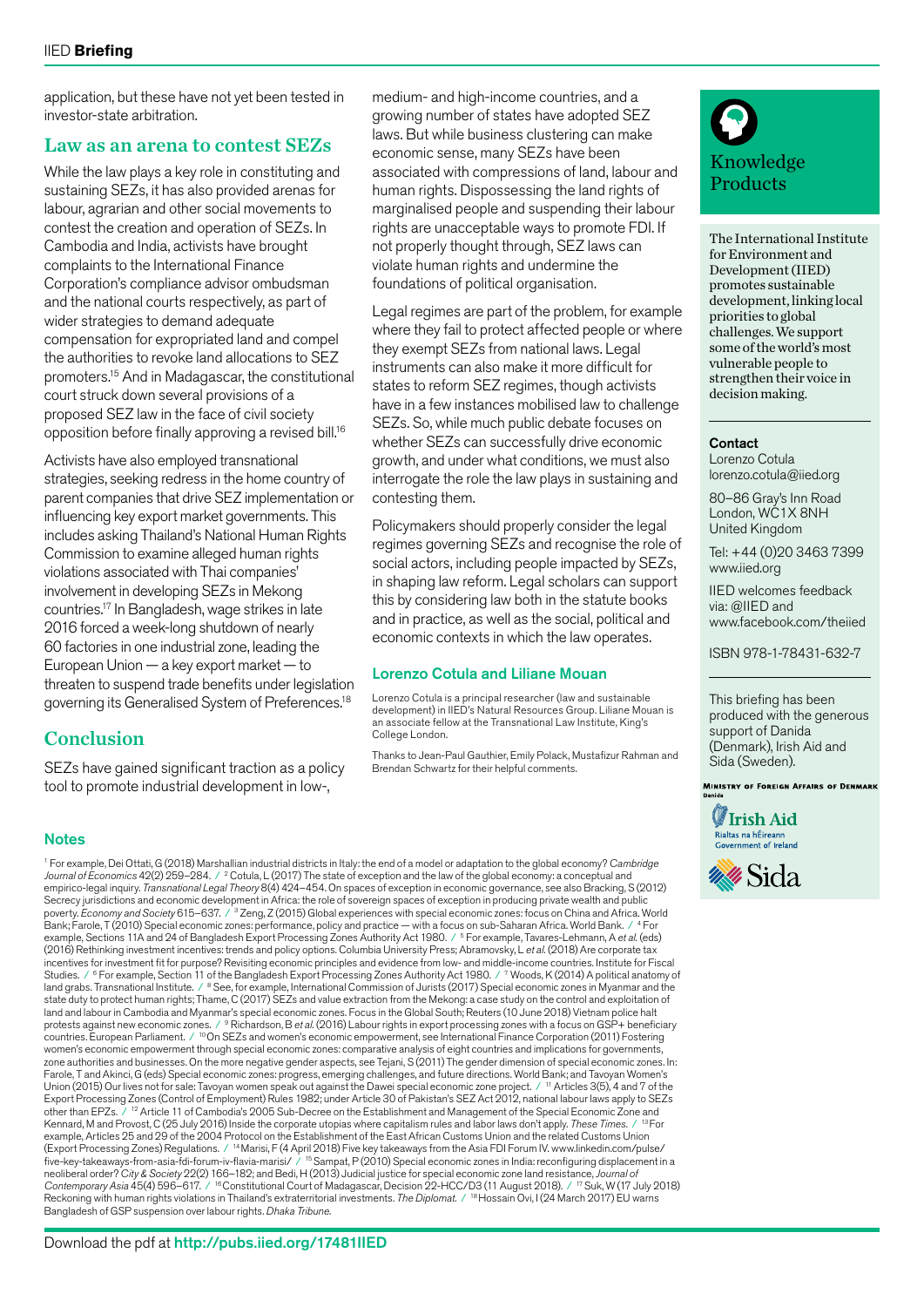application, but these have not yet been tested in investor-state arbitration.

## Law as an arena to contest SEZs

While the law plays a key role in constituting and sustaining SEZs, it has also provided arenas for labour, agrarian and other social movements to contest the creation and operation of SEZs. In Cambodia and India, activists have brought complaints to the International Finance Corporation's compliance advisor ombudsman and the national courts respectively, as part of wider strategies to demand adequate compensation for expropriated land and compel the authorities to revoke land allocations to SEZ promoters.[15] And in Madagascar, the constitutional court struck down several provisions of a proposed SEZ law in the face of civil society opposition before finally approving a revised bill.[16]

Activists have also employed transnational strategies, seeking redress in the home country of parent companies that drive SEZ implementation or influencing key export market governments. This includes asking Thailand's National Human Rights Commission to examine alleged human rights violations associated with Thai companies' involvement in developing SEZs in Mekong countries.[17] In Bangladesh, wage strikes in late 2016 forced a week-long shutdown of nearly 60 factories in one industrial zone, leading the European Union — a key export market — to threaten to suspend trade benefits under legislation governing its Generalised System of Preferences.[18]

## Conclusion

SEZs have gained significant traction as a policy tool to promote industrial development in low-, medium- and high-income countries, and a growing number of states have adopted SEZ laws. But while business clustering can make economic sense, many SEZs have been associated with compressions of land, labour and human rights. Dispossessing the land rights of marginalised people and suspending their labour rights are unacceptable ways to promote FDI. If not properly thought through, SEZ laws can violate human rights and undermine the foundations of political organisation.

Legal regimes are part of the problem, for example where they fail to protect affected people or where they exempt SEZs from national laws. Legal instruments can also make it more difficult for states to reform SEZ regimes, though activists have in a few instances mobilised law to challenge SEZs. So, while much public debate focuses on whether SEZs can successfully drive economic growth, and under what conditions, we must also interrogate the role the law plays in sustaining and contesting them.

Policymakers should properly consider the legal regimes governing SEZs and recognise the role of social actors, including people impacted by SEZs, in shaping law reform. Legal scholars can support this by considering law both in the statute books and in practice, as well as the social, political and economic contexts in which the law operates.

### Lorenzo Cotula and Liliane Mouan

Lorenzo Cotula is a principal researcher (law and sustainable development) in IIED's Natural Resources Group. Liliane Mouan is an associate fellow at the Transnational Law Institute, King's College London.

Thanks to Jean-Paul Gauthier, Emily Polack, Mustafizur Rahman and Brendan Schwartz for their helpful comments.

## Knowledge Products

The International Institute for Environment and Development (IIED) promotes sustainable development, linking local priorities to global challenges. We support some of the world's most vulnerable people to strengthen their voice in decision making.

**Contact**
Lorenzo Cotula
lorenzo.cotula@iied.org

80–86 Gray's Inn Road
London, WC1X 8NH
United Kingdom

Tel: +44 (0)20 3463 7399
www.iied.org

IIED welcomes feedback via: @IIED and www.facebook.com/theiied

ISBN 978-1-78431-632-7

This briefing has been produced with the generous support of Danida (Denmark), Irish Aid and Sida (Sweden).

## Notes

[1] For example, Dei Ottati, G (2018) Marshallian industrial districts in Italy: the end of a model or adaptation to the global economy? *Cambridge Journal of Economics* 42(2) 259–284. / [2] Cotula, L (2017) The state of exception and the law of the global economy: a conceptual and empirico-legal inquiry. *Transnational Legal Theory* 8(4) 424–454. On spaces of exception in economic governance, see also Bracking, S (2012) Secrecy jurisdictions and economic development in Africa: the role of sovereign spaces of exception in producing private wealth and public poverty. *Economy and Society* 615–637. / [3] Zeng, Z (2015) Global experiences with special economic zones: focus on China and Africa. World Bank; Farole, T (2010) Special economic zones: performance, policy and practice — with a focus on sub-Saharan Africa. World Bank. / [4] For example, Sections 11A and 24 of Bangladesh Export Processing Zones Authority Act 1980. / [5] For example, Tavares-Lehmann, A *et al.* (eds) (2016) Rethinking investment incentives: trends and policy options. Columbia University Press; Abramovsky, L *et al.* (2018) Are corporate tax incentives for investment fit for purpose? Revisiting economic principles and evidence from low- and middle-income countries. Institute for Fiscal Studies. / [6] For example, Section 11 of the Bangladesh Export Processing Zones Authority Act 1980. / [7] Woods, K (2014) A political anatomy of land grabs. Transnational Institute. / [8] See, for example, International Commission of Jurists (2017) Special economic zones in Myanmar and the state duty to protect human rights; Thame, C (2017) SEZs and value extraction from the Mekong: a case study on the control and exploitation of land and labour in Cambodia and Myanmar's special economic zones. Focus in the Global South; Reuters (10 June 2018) Vietnam police halt protests against new economic zones. / [9] Richardson, B *et al.* (2016) Labour rights in export processing zones with a focus on GSP+ beneficiary countries. European Parliament. / [10] On SEZs and women's economic empowerment, see International Finance Corporation (2011) Fostering women's economic empowerment through special economic zones: comparative analysis of eight countries and implications for governments, zone authorities and businesses. On the more negative gender aspects, see Tejani, S (2011) The gender dimension of special economic zones. In: Farole, T and Akinci, G (eds) Special economic zones: progress, emerging challenges, and future directions. World Bank; and Tavoyan Women's Union (2015) Our lives not for sale: Tavoyan women speak out against the Dawei special economic zone project. / [11] Articles 3(5), 4 and 7 of the Export Processing Zones (Control of Employment) Rules 1982; under Article 30 of Pakistan's SEZ Act 2012, national labour laws apply to SEZs other than EPZs. / [12] Article 11 of Cambodia's 2005 Sub-Decree on the Establishment and Management of the Special Economic Zone and Kennard, M and Provost, C (25 July 2016) Inside the corporate utopias where capitalism rules and labor laws don't apply. *These Times.* / [13] For example, Articles 25 and 29 of the 2004 Protocol on the Establishment of the East African Customs Union and the related Customs Union (Export Processing Zones) Regulations. / [14] Marisi, F (4 April 2018) Five key takeaways from the Asia FDI Forum IV. www.linkedin.com/pulse/five-key-takeaways-from-asia-fdi-forum-iv-flavia-marisi/ / [15] Sampat, P (2010) Special economic zones in India: reconfiguring displacement in a neoliberal order? *City & Society* 22(2) 166–182; and Bedi, H (2013) Judicial justice for special economic zone land resistance, *Journal of Contemporary Asia* 45(4) 596–617. / [16] Constitutional Court of Madagascar, Decision 22-HCC/D3 (11 August 2018). / [17] Suk, W (17 July 2018) Reckoning with human rights violations in Thailand's extraterritorial investments. *The Diplomat.* / [18] Hossain Ovi, I (24 March 2017) EU warns Bangladesh of GSP suspension over labour rights. *Dhaka Tribune.*

Download the pdf at http://pubs.iied.org/17481IIED